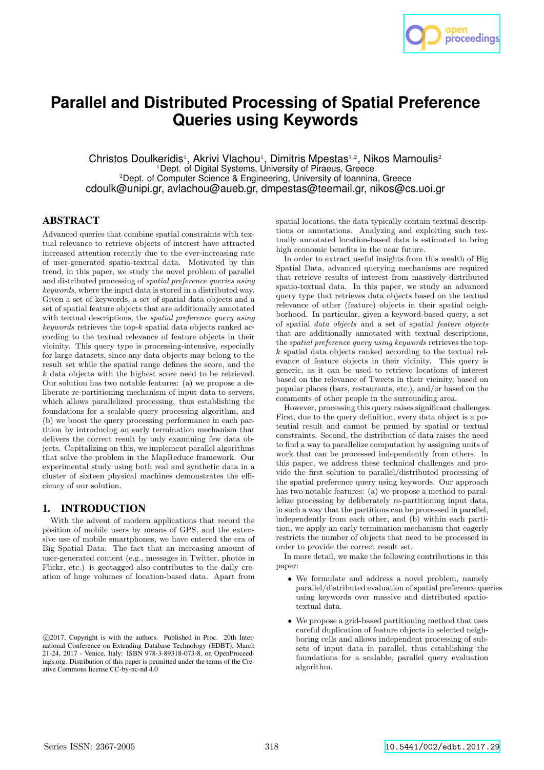# Parallel and Distributed Processing of Spatial Preference Queries using Keywords

Christos Doulkeridis[1], Akrivi Vlachou[1], Dimitris Mpestas[1,2], Nikos Mamoulis[2]
[1]Dept. of Digital Systems, University of Piraeus, Greece
[2]Dept. of Computer Science & Engineering, University of Ioannina, Greece
cdoulk@unipi.gr, avlachou@aueb.gr, dmpestas@teemail.gr, nikos@cs.uoi.gr

## ABSTRACT

Advanced queries that combine spatial constraints with textual relevance to retrieve objects of interest have attracted increased attention recently due to the ever-increasing rate of user-generated spatio-textual data. Motivated by this trend, in this paper, we study the novel problem of parallel and distributed processing of *spatial preference queries using keywords*, where the input data is stored in a distributed way. Given a set of keywords, a set of spatial data objects and a set of spatial feature objects that are additionally annotated with textual descriptions, the *spatial preference query using keywords* retrieves the top-$k$ spatial data objects ranked according to the textual relevance of feature objects in their vicinity. This query type is processing-intensive, especially for large datasets, since any data objects may belong to the result set while the spatial range defines the score, and the $k$ data objects with the highest score need to be retrieved. Our solution has two notable features: (a) we propose a deliberate re-partitioning mechanism of input data to servers, which allows parallelized processing, thus establishing the foundations for a scalable query processing algorithm, and (b) we boost the query processing performance in each partition by introducing an early termination mechanism that delivers the correct result by only examining few data objects. Capitalizing on this, we implement parallel algorithms that solve the problem in the MapReduce framework. Our experimental study using both real and synthetic data in a cluster of sixteen physical machines demonstrates the efficiency of our solution.

## 1. INTRODUCTION

With the advent of modern applications that record the position of mobile users by means of GPS, and the extensive use of mobile smartphones, we have entered the era of Big Spatial Data. The fact that an increasing amount of user-generated content (e.g., messages in Twitter, photos in Flickr, etc.) is geotagged also contributes to the daily creation of huge volumes of location-based data. Apart from spatial locations, the data typically contain textual descriptions or annotations. Analyzing and exploiting such textually annotated location-based data is estimated to bring high economic benefits in the near future.

In order to extract useful insights from this wealth of Big Spatial Data, advanced querying mechanisms are required that retrieve results of interest from massively distributed spatio-textual data. In this paper, we study an advanced query type that retrieves data objects based on the textual relevance of other (feature) objects in their spatial neighborhood. In particular, given a keyword-based query, a set of spatial *data objects* and a set of spatial *feature objects* that are additionally annotated with textual descriptions, the *spatial preference query using keywords* retrieves the top-$k$ spatial data objects ranked according to the textual relevance of feature objects in their vicinity. This query is generic, as it can be used to retrieve locations of interest based on the relevance of Tweets in their vicinity, based on popular places (bars, restaurants, etc.), and/or based on the comments of other people in the surrounding area.

However, processing this query raises significant challenges. First, due to the query definition, every data object is a potential result and cannot be pruned by spatial or textual constraints. Second, the distribution of data raises the need to find a way to parallelize computation by assigning units of work that can be processed independently from others. In this paper, we address these technical challenges and provide the first solution to parallel/distributed processing of the spatial preference query using keywords. Our approach has two notable features: (a) we propose a method to parallelize processing by deliberately re-partitioning input data, in such a way that the partitions can be processed in parallel, independently from each other, and (b) within each partition, we apply an early termination mechanism that eagerly restricts the number of objects that need to be processed in order to provide the correct result set.

In more detail, we make the following contributions in this paper:

- We formulate and address a novel problem, namely parallel/distributed evaluation of spatial preference queries using keywords over massive and distributed spatio-textual data.
- We propose a grid-based partitioning method that uses careful duplication of feature objects in selected neighboring cells and allows independent processing of subsets of input data in parallel, thus establishing the foundations for a scalable, parallel query evaluation algorithm.

©2017, Copyright is with the authors. Published in Proc. 20th International Conference on Extending Database Technology (EDBT), March 21-24, 2017 - Venice, Italy: ISBN 978-3-89318-073-8, on OpenProceedings.org. Distribution of this paper is permitted under the terms of the Creative Commons license CC-by-nc-nd 4.0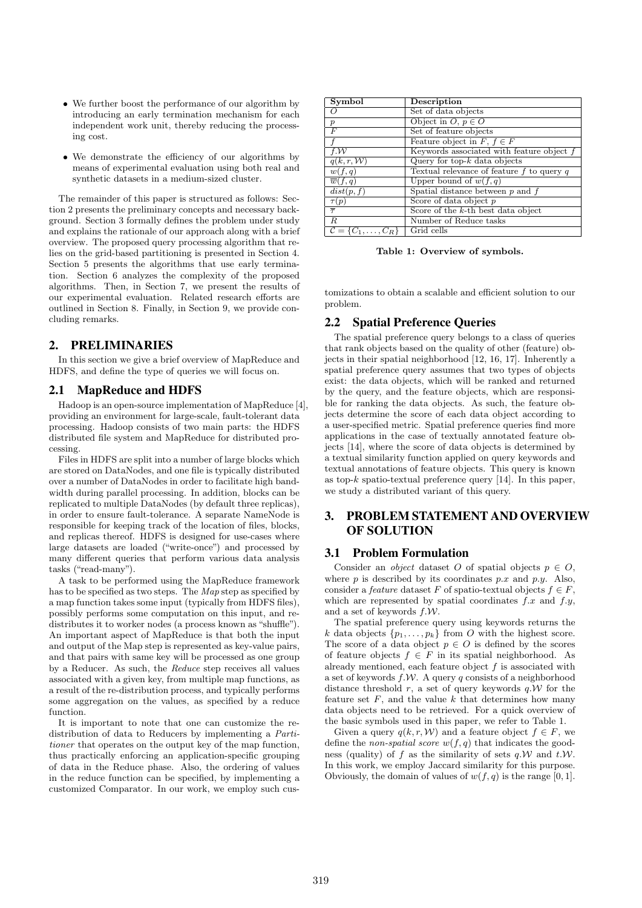- We further boost the performance of our algorithm by introducing an early termination mechanism for each independent work unit, thereby reducing the processing cost.
- We demonstrate the efficiency of our algorithms by means of experimental evaluation using both real and synthetic datasets in a medium-sized cluster.

The remainder of this paper is structured as follows: Section 2 presents the preliminary concepts and necessary background. Section 3 formally defines the problem under study and explains the rationale of our approach along with a brief overview. The proposed query processing algorithm that relies on the grid-based partitioning is presented in Section 4. Section 5 presents the algorithms that use early termination. Section 6 analyzes the complexity of the proposed algorithms. Then, in Section 7, we present the results of our experimental evaluation. Related research efforts are outlined in Section 8. Finally, in Section 9, we provide concluding remarks.

## 2. PRELIMINARIES

In this section we give a brief overview of MapReduce and HDFS, and define the type of queries we will focus on.

### 2.1 MapReduce and HDFS

Hadoop is an open-source implementation of MapReduce [4], providing an environment for large-scale, fault-tolerant data processing. Hadoop consists of two main parts: the HDFS distributed file system and MapReduce for distributed processing.

Files in HDFS are split into a number of large blocks which are stored on DataNodes, and one file is typically distributed over a number of DataNodes in order to facilitate high bandwidth during parallel processing. In addition, blocks can be replicated to multiple DataNodes (by default three replicas), in order to ensure fault-tolerance. A separate NameNode is responsible for keeping track of the location of files, blocks, and replicas thereof. HDFS is designed for use-cases where large datasets are loaded ("write-once") and processed by many different queries that perform various data analysis tasks ("read-many").

A task to be performed using the MapReduce framework has to be specified as two steps. The *Map* step as specified by a map function takes some input (typically from HDFS files), possibly performs some computation on this input, and redistributes it to worker nodes (a process known as "shuffle"). An important aspect of MapReduce is that both the input and output of the Map step is represented as key-value pairs, and that pairs with same key will be processed as one group by a Reducer. As such, the *Reduce* step receives all values associated with a given key, from multiple map functions, as a result of the re-distribution process, and typically performs some aggregation on the values, as specified by a reduce function.

It is important to note that one can customize the redistribution of data to Reducers by implementing a *Partitioner* that operates on the output key of the map function, thus practically enforcing an application-specific grouping of data in the Reduce phase. Also, the ordering of values in the reduce function can be specified, by implementing a customized Comparator. In our work, we employ such customizations to obtain a scalable and efficient solution to our problem.

| Symbol | Description |
|---|---|
| $O$ | Set of data objects |
| $p$ | Object in $O$, $p \in O$ |
| $F$ | Set of feature objects |
| $f$ | Feature object in $F$, $f \in F$ |
| $f.\mathcal{W}$ | Keywords associated with feature object $f$ |
| $q(k, r, \mathcal{W})$ | Query for top-$k$ data objects |
| $w(f, q)$ | Textual relevance of feature $f$ to query $q$ |
| $\overline{w}(f, q)$ | Upper bound of $w(f, q)$ |
| $dist(p, f)$ | Spatial distance between $p$ and $f$ |
| $\tau(p)$ | Score of data object $p$ |
| $\overline{\tau}$ | Score of the $k$-th best data object |
| $R$ | Number of Reduce tasks |
| $\mathcal{C} = \{C_1, \ldots, C_R\}$ | Grid cells |

**Table 1: Overview of symbols.**

### 2.2 Spatial Preference Queries

The spatial preference query belongs to a class of queries that rank objects based on the quality of other (feature) objects in their spatial neighborhood [12, 16, 17]. Inherently a spatial preference query assumes that two types of objects exist: the data objects, which will be ranked and returned by the query, and the feature objects, which are responsible for ranking the data objects. As such, the feature objects determine the score of each data object according to a user-specified metric. Spatial preference queries find more applications in the case of textually annotated feature objects [14], where the score of data objects is determined by a textual similarity function applied on query keywords and textual annotations of feature objects. This query is known as top-$k$ spatio-textual preference query [14]. In this paper, we study a distributed variant of this query.

## 3. PROBLEM STATEMENT AND OVERVIEW OF SOLUTION

### 3.1 Problem Formulation

Consider an *object* dataset $O$ of spatial objects $p \in O$, where $p$ is described by its coordinates $p.x$ and $p.y$. Also, consider a *feature* dataset $F$ of spatio-textual objects $f \in F$, which are represented by spatial coordinates $f.x$ and $f.y$, and a set of keywords $f.\mathcal{W}$.

The spatial preference query using keywords returns the $k$ data objects $\{p_1, \ldots, p_k\}$ from $O$ with the highest score. The score of a data object $p \in O$ is defined by the scores of feature objects $f \in F$ in its spatial neighborhood. As already mentioned, each feature object $f$ is associated with a set of keywords $f.\mathcal{W}$. A query $q$ consists of a neighborhood distance threshold $r$, a set of query keywords $q.\mathcal{W}$ for the feature set $F$, and the value $k$ that determines how many data objects need to be retrieved. For a quick overview of the basic symbols used in this paper, we refer to Table 1.

Given a query $q(k, r, \mathcal{W})$ and a feature object $f \in F$, we define the *non-spatial score* $w(f, q)$ that indicates the goodness (quality) of $f$ as the similarity of sets $q.\mathcal{W}$ and $t.\mathcal{W}$. In this work, we employ Jaccard similarity for this purpose. Obviously, the domain of values of $w(f, q)$ is the range $[0, 1]$.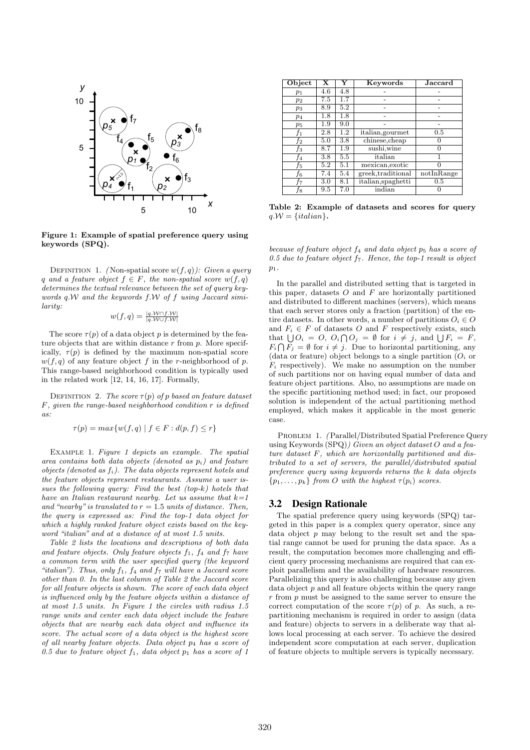Figure 1: Example of spatial preference query using keywords (SPQ).

| Object | X | Y | Keywords | Jaccard |
|---|---|---|---|---|
| $p_1$ | 4.6 | 4.8 | - | - |
| $p_2$ | 7.5 | 1.7 | - | - |
| $p_3$ | 8.9 | 5.2 | - | - |
| $p_4$ | 1.8 | 1.8 | - | - |
| $p_5$ | 1.9 | 9.0 | - | - |
| $f_1$ | 2.8 | 1.2 | italian,gourmet | 0.5 |
| $f_2$ | 5.0 | 3.8 | chinese,cheap | 0 |
| $f_3$ | 8.7 | 1.9 | sushi,wine | 0 |
| $f_4$ | 3.8 | 5.5 | italian | 1 |
| $f_5$ | 5.2 | 5.1 | mexican,exotic | 0 |
| $f_6$ | 7.4 | 5.4 | greek,traditional | notInRange |
| $f_7$ | 3.0 | 8.1 | italian,spaghetti | 0.5 |
| $f_8$ | 9.5 | 7.0 | indian | 0 |

**Table 2: Example of datasets and scores for query $q.\mathcal{W} = \{italian\}$.**

Definition 1. *(*Non-spatial score $w(f, q)$*): Given a query $q$ and a feature object $f \in F$, the non-spatial score $w(f, q)$ determines the textual relevance between the set of query keywords $q.\mathcal{W}$ and the keywords $f.\mathcal{W}$ of $f$ using Jaccard similarity:*

$$w(f, q) = \frac{|q.\mathcal{W} \cap f.\mathcal{W}|}{|q.\mathcal{W} \cup f.\mathcal{W}|}$$

The score $\tau(p)$ of a data object $p$ is determined by the feature objects that are within distance $r$ from $p$. More specifically, $\tau(p)$ is defined by the maximum non-spatial score $w(f, q)$ of any feature object $f$ in the $r$-neighborhood of $p$. This range-based neighborhood condition is typically used in the related work [12, 14, 16, 17]. Formally,

Definition 2. *The score $\tau(p)$ of $p$ based on feature dataset $F$, given the range-based neighborhood condition $r$ is defined as:*

$$\tau(p) = max\{w(f, q) \mid f \in F : d(p, f) \leq r\}$$

Example 1. *Figure 1 depicts an example. The spatial area contains both data objects (denoted as $p_i$) and feature objects (denoted as $f_i$). The data objects represent hotels and the feature objects represent restaurants. Assume a user issues the following query: Find the best (top-k) hotels that have an Italian restaurant nearby. Let us assume that k=1 and "nearby" is translated to $r = 1.5$ units of distance. Then, the query is expressed as: Find the top-1 data object for which a highly ranked feature object exists based on the keyword "italian" and at a distance of at most 1.5 units.*

*Table 2 lists the locations and descriptions of both data and feature objects. Only feature objects $f_1$, $f_4$ and $f_7$ have a common term with the user specified query (the keyword "italian"). Thus, only $f_1$, $f_4$ and $f_7$ will have a Jaccard score other than 0. In the last column of Table 2 the Jaccard score for all feature objects is shown. The score of each data object is influenced only by the feature objects within a distance of at most 1.5 units. In Figure 1 the circles with radius 1.5 range units and center each data object include the feature objects that are nearby each data object and influence its score. The actual score of a data object is the highest score of all nearby feature objects. Data object $p_4$ has a score of 0.5 due to feature object $f_1$, data object $p_1$ has a score of 1 because of feature object $f_4$ and data object $p_5$ has a score of 0.5 due to feature object $f_7$. Hence, the top-1 result is object $p_1$.*

In the parallel and distributed setting that is targeted in this paper, datasets $O$ and $F$ are horizontally partitioned and distributed to different machines (servers), which means that each server stores only a fraction (partition) of the entire datasets. In other words, a number of partitions $O_i \in O$ and $F_i \in F$ of datasets $O$ and $F$ respectively exists, such that $\bigcup O_i = O$, $O_i \bigcap O_j = \emptyset$ for $i \neq j$, and $\bigcup F_i = F$, $F_i \bigcap F_j = \emptyset$ for $i \neq j$. Due to horizontal partitioning, any (data or feature) object belongs to a single partition ($O_i$ or $F_i$ respectively). We make no assumption on the number of such partitions nor on having equal number of data and feature object partitions. Also, no assumptions are made on the specific partitioning method used; in fact, our proposed solution is independent of the actual partitioning method employed, which makes it applicable in the most generic case.

Problem 1. *(*Parallel/Distributed Spatial Preference Query using Keywords (SPQ)*) Given an object dataset $O$ and a feature dataset $F$, which are horizontally partitioned and distributed to a set of servers, the parallel/distributed spatial preference query using keywords returns the $k$ data objects $\{p_1, \ldots, p_k\}$ from $O$ with the highest $\tau(p_i)$ scores.*

## 3.2 Design Rationale

The spatial preference query using keywords (SPQ) targeted in this paper is a complex query operator, since any data object $p$ may belong to the result set and the spatial range cannot be used for pruning the data space. As a result, the computation becomes more challenging and efficient query processing mechanisms are required that can exploit parallelism and the availability of hardware resources. Parallelizing this query is also challenging because any given data object $p$ and all feature objects within the query range $r$ from $p$ must be assigned to the same server to ensure the correct computation of the score $\tau(p)$ of $p$. As such, a repartitioning mechanism is required in order to assign (data and feature) objects to servers in a deliberate way that allows local processing at each server. To achieve the desired independent score computation at each server, duplication of feature objects to multiple servers is typically necessary.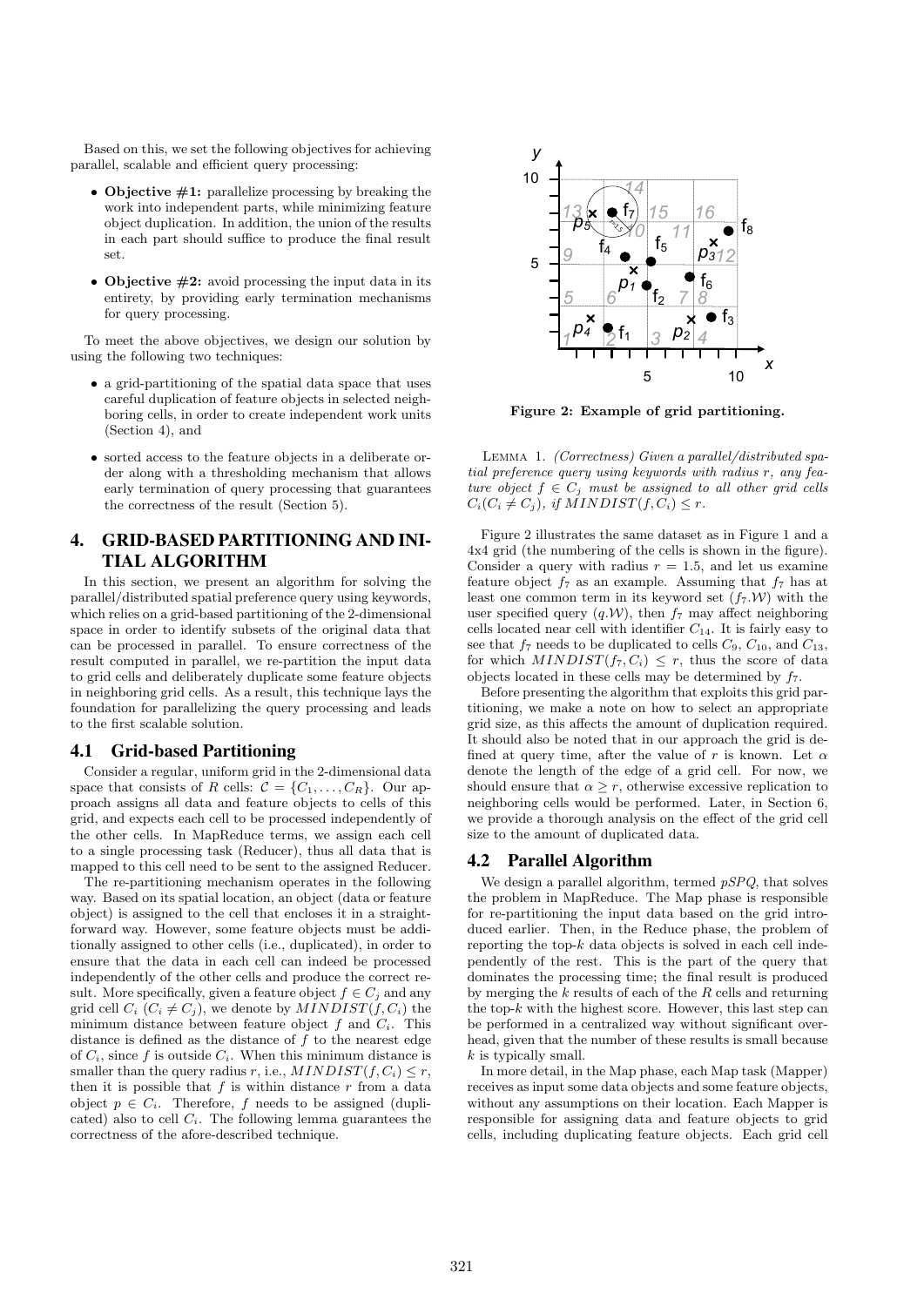Based on this, we set the following objectives for achieving parallel, scalable and efficient query processing:

- **Objective #1:** parallelize processing by breaking the work into independent parts, while minimizing feature object duplication. In addition, the union of the results in each part should suffice to produce the final result set.
- **Objective #2:** avoid processing the input data in its entirety, by providing early termination mechanisms for query processing.

To meet the above objectives, we design our solution by using the following two techniques:

- a grid-partitioning of the spatial data space that uses careful duplication of feature objects in selected neighboring cells, in order to create independent work units (Section 4), and
- sorted access to the feature objects in a deliberate order along with a thresholding mechanism that allows early termination of query processing that guarantees the correctness of the result (Section 5).

# 4. GRID-BASED PARTITIONING AND INITIAL ALGORITHM

In this section, we present an algorithm for solving the parallel/distributed spatial preference query using keywords, which relies on a grid-based partitioning of the 2-dimensional space in order to identify subsets of the original data that can be processed in parallel. To ensure correctness of the result computed in parallel, we re-partition the input data to grid cells and deliberately duplicate some feature objects in neighboring grid cells. As a result, this technique lays the foundation for parallelizing the query processing and leads to the first scalable solution.

## 4.1 Grid-based Partitioning

Consider a regular, uniform grid in the 2-dimensional data space that consists of $R$ cells: $\mathcal{C} = \{C_1, \ldots, C_R\}$. Our approach assigns all data and feature objects to cells of this grid, and expects each cell to be processed independently of the other cells. In MapReduce terms, we assign each cell to a single processing task (Reducer), thus all data that is mapped to this cell need to be sent to the assigned Reducer.

The re-partitioning mechanism operates in the following way. Based on its spatial location, an object (data or feature object) is assigned to the cell that encloses it in a straightforward way. However, some feature objects must be additionally assigned to other cells (i.e., duplicated), in order to ensure that the data in each cell can indeed be processed independently of the other cells and produce the correct result. More specifically, given a feature object $f \in C_j$ and any grid cell $C_i$ ($C_i \neq C_j$), we denote by $MINDIST(f, C_i)$ the minimum distance between feature object $f$ and $C_i$. This distance is defined as the distance of $f$ to the nearest edge of $C_i$, since $f$ is outside $C_i$. When this minimum distance is smaller than the query radius $r$, i.e., $MINDIST(f, C_i) \leq r$, then it is possible that $f$ is within distance $r$ from a data object $p \in C_i$. Therefore, $f$ needs to be assigned (duplicated) also to cell $C_i$. The following lemma guarantees the correctness of the afore-described technique.

**Figure 2: Example of grid partitioning.**

LEMMA 1. *(Correctness) Given a parallel/distributed spatial preference query using keywords with radius $r$, any feature object $f \in C_j$ must be assigned to all other grid cells $C_i (C_i \neq C_j)$, if $MINDIST(f, C_i) \leq r$.*

Figure 2 illustrates the same dataset as in Figure 1 and a 4x4 grid (the numbering of the cells is shown in the figure). Consider a query with radius $r = 1.5$, and let us examine feature object $f_7$ as an example. Assuming that $f_7$ has at least one common term in its keyword set ($f_7.\mathcal{W}$) with the user specified query ($q.\mathcal{W}$), then $f_7$ may affect neighboring cells located near cell with identifier $C_{14}$. It is fairly easy to see that $f_7$ needs to be duplicated to cells $C_9$, $C_{10}$, and $C_{13}$, for which $MINDIST(f_7, C_i) \leq r$, thus the score of data objects located in these cells may be determined by $f_7$.

Before presenting the algorithm that exploits this grid partitioning, we make a note on how to select an appropriate grid size, as this affects the amount of duplication required. It should also be noted that in our approach the grid is defined at query time, after the value of $r$ is known. Let $\alpha$ denote the length of the edge of a grid cell. For now, we should ensure that $\alpha \geq r$, otherwise excessive replication to neighboring cells would be performed. Later, in Section 6, we provide a thorough analysis on the effect of the grid cell size to the amount of duplicated data.

## 4.2 Parallel Algorithm

We design a parallel algorithm, termed *pSPQ*, that solves the problem in MapReduce. The Map phase is responsible for re-partitioning the input data based on the grid introduced earlier. Then, in the Reduce phase, the problem of reporting the top-$k$ data objects is solved in each cell independently of the rest. This is the part of the query that dominates the processing time; the final result is produced by merging the $k$ results of each of the $R$ cells and returning the top-$k$ with the highest score. However, this last step can be performed in a centralized way without significant overhead, given that the number of these results is small because $k$ is typically small.

In more detail, in the Map phase, each Map task (Mapper) receives as input some data objects and some feature objects, without any assumptions on their location. Each Mapper is responsible for assigning data and feature objects to grid cells, including duplicating feature objects. Each grid cell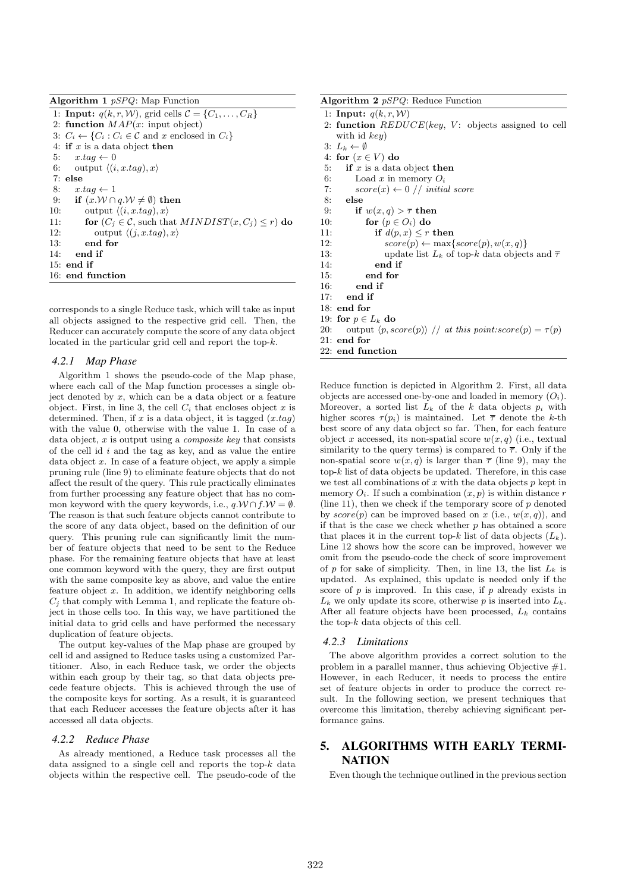**Algorithm 1** *pSPQ*: Map Function

```
1: Input: q(k, r, W), grid cells C = {C_1, ..., C_R}
2: function MAP(x: input object)
3: C_i ← {C_i : C_i ∈ C and x enclosed in C_i}
4: if x is a data object then
5:    x.tag ← 0
6:    output ⟨(i, x.tag), x⟩
7: else
8:    x.tag ← 1
9:    if (x.W ∩ q.W ≠ ∅) then
10:      output ⟨(i, x.tag), x⟩
11:      for (C_j ∈ C, such that MINDIST(x, C_j) ≤ r) do
12:         output ⟨(j, x.tag), x⟩
13:      end for
14:   end if
15: end if
16: end function
```

corresponds to a single Reduce task, which will take as input all objects assigned to the respective grid cell. Then, the Reducer can accurately compute the score of any data object located in the particular grid cell and report the top-$k$.

### 4.2.1 Map Phase

Algorithm 1 shows the pseudo-code of the Map phase, where each call of the Map function processes a single object denoted by $x$, which can be a data object or a feature object. First, in line 3, the cell $C_i$ that encloses object $x$ is determined. Then, if $x$ is a data object, it is tagged ($x.tag$) with the value 0, otherwise with the value 1. In case of a data object, $x$ is output using a *composite key* that consists of the cell id $i$ and the tag as key, and as value the entire data object $x$. In case of a feature object, we apply a simple pruning rule (line 9) to eliminate feature objects that do not affect the result of the query. This rule practically eliminates from further processing any feature object that has no common keyword with the query keywords, i.e., $q.\mathcal{W} \cap f.\mathcal{W} = \emptyset$. The reason is that such feature objects cannot contribute to the score of any data object, based on the definition of our query. This pruning rule can significantly limit the number of feature objects that need to be sent to the Reduce phase. For the remaining feature objects that have at least one common keyword with the query, they are first output with the same composite key as above, and value the entire feature object $x$. In addition, we identify neighboring cells $C_j$ that comply with Lemma 1, and replicate the feature object in those cells too. In this way, we have partitioned the initial data to grid cells and have performed the necessary duplication of feature objects.

The output key-values of the Map phase are grouped by cell id and assigned to Reduce tasks using a customized Partitioner. Also, in each Reduce task, we order the objects within each group by their tag, so that data objects precede feature objects. This is achieved through the use of the composite keys for sorting. As a result, it is guaranteed that each Reducer accesses the feature objects after it has accessed all data objects.

### 4.2.2 Reduce Phase

As already mentioned, a Reduce task processes all the data assigned to a single cell and reports the top-$k$ data objects within the respective cell. The pseudo-code of the Reduce function is depicted in Algorithm 2. First, all data objects are accessed one-by-one and loaded in memory ($O_i$). Moreover, a sorted list $L_k$ of the $k$ data objects $p_i$ with higher scores $\tau(p_i)$ is maintained. Let $\overline{\tau}$ denote the $k$-th best score of any data object so far. Then, for each feature object $x$ accessed, its non-spatial score $w(x, q)$ (i.e., textual similarity to the query terms) is compared to $\overline{\tau}$. Only if the non-spatial score $w(x, q)$ is larger than $\overline{\tau}$ (line 9), may the top-$k$ list of data objects be updated. Therefore, in this case we test all combinations of $x$ with the data objects $p$ kept in memory $O_i$. If such a combination $(x, p)$ is within distance $r$ (line 11), then we check if the temporary score of $p$ denoted by $score(p)$ can be improved based on $x$ (i.e., $w(x, q)$), and if that is the case we check whether $p$ has obtained a score that places it in the current top-$k$ list of data objects ($L_k$). Line 12 shows how the score can be improved, however we omit from the pseudo-code the check of score improvement of $p$ for sake of simplicity. Then, in line 13, the list $L_k$ is updated. As explained, this update is needed only if the score of $p$ is improved. In this case, if $p$ already exists in $L_k$ we only update its score, otherwise $p$ is inserted into $L_k$. After all feature objects have been processed, $L_k$ contains the top-$k$ data objects of this cell.

**Algorithm 2** *pSPQ*: Reduce Function

```
1: Input: q(k, r, W)
2: function REDUCE(key, V: objects assigned to cell
   with id key)
3: L_k ← ∅
4: for (x ∈ V) do
5:    if x is a data object then
6:       Load x in memory O_i
7:       score(x) ← 0 // initial score
8:    else
9:       if w(x, q) > τ̄ then
10:         for (p ∈ O_i) do
11:            if d(p, x) ≤ r then
12:               score(p) ← max{score(p), w(x, q)}
13:               update list L_k of top-k data objects and τ̄
14:            end if
15:         end for
16:      end if
17:   end if
18: end for
19: for p ∈ L_k do
20:    output ⟨p, score(p)⟩ // at this point:score(p) = τ(p)
21: end for
22: end function
```

### 4.2.3 Limitations

The above algorithm provides a correct solution to the problem in a parallel manner, thus achieving Objective #1. However, in each Reducer, it needs to process the entire set of feature objects in order to produce the correct result. In the following section, we present techniques that overcome this limitation, thereby achieving significant performance gains.

## 5. ALGORITHMS WITH EARLY TERMINATION

Even though the technique outlined in the previous section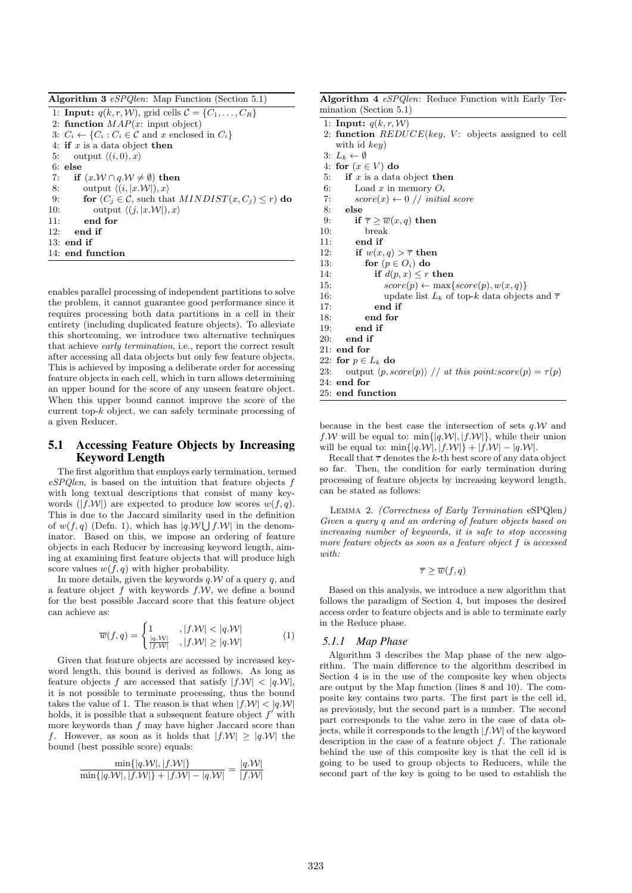**Algorithm 3** *eSPQlen*: Map Function (Section 5.1)

```
1: Input: q(k, r, W), grid cells C = {C_1, ..., C_R}
2: function MAP(x: input object)
3: C_i ← {C_i : C_i ∈ C and x enclosed in C_i}
4: if x is a data object then
5:    output ⟨(i, 0), x⟩
6: else
7:    if (x.W ∩ q.W ≠ ∅) then
8:       output ⟨(i, |x.W|), x⟩
9:       for (C_j ∈ C, such that MINDIST(x, C_j) ≤ r) do
10:         output ⟨(j, |x.W|), x⟩
11:      end for
12:   end if
13: end if
14: end function
```

enables parallel processing of independent partitions to solve the problem, it cannot guarantee good performance since it requires processing both data partitions in a cell in their entirety (including duplicated feature objects). To alleviate this shortcoming, we introduce two alternative techniques that achieve *early termination*, i.e., report the correct result after accessing all data objects but only few feature objects. This is achieved by imposing a deliberate order for accessing feature objects in each cell, which in turn allows determining an upper bound for the score of any unseen feature object. When this upper bound cannot improve the score of the current top-$k$ object, we can safely terminate processing of a given Reducer.

## 5.1 Accessing Feature Objects by Increasing Keyword Length

The first algorithm that employs early termination, termed *eSPQlen*, is based on the intuition that feature objects $f$ with long textual descriptions that consist of many keywords ($|f.\mathcal{W}|$) are expected to produce low scores $w(f, q)$. This is due to the Jaccard similarity used in the definition of $w(f, q)$ (Defn. 1), which has $|q.\mathcal{W} \bigcup f.\mathcal{W}|$ in the denominator. Based on this, we impose an ordering of feature objects in each Reducer by increasing keyword length, aiming at examining first feature objects that will produce high score values $w(f, q)$ with higher probability.

In more details, given the keywords $q.\mathcal{W}$ of a query $q$, and a feature object $f$ with keywords $f.\mathcal{W}$, we define a bound for the best possible Jaccard score that this feature object can achieve as:

$$\overline{w}(f, q) = \begin{cases} 1 & , |f.\mathcal{W}| < |q.\mathcal{W}| \\ \frac{|q.\mathcal{W}|}{|f.\mathcal{W}|} & , |f.\mathcal{W}| \geq |q.\mathcal{W}| \end{cases} \tag{1}$$

Given that feature objects are accessed by increased keyword length, this bound is derived as follows. As long as feature objects $f$ are accessed that satisfy $|f.\mathcal{W}| < |q.\mathcal{W}|$, it is not possible to terminate processing, thus the bound takes the value of 1. The reason is that when $|f.\mathcal{W}| < |q.\mathcal{W}|$ holds, it is possible that a subsequent feature object $f'$ with more keywords than $f$ may have higher Jaccard score than $f$. However, as soon as it holds that $|f.\mathcal{W}| \geq |q.\mathcal{W}|$ the bound (best possible score) equals:

$$\frac{\min\{|q.\mathcal{W}|, |f.\mathcal{W}|\}}{\min\{|q.\mathcal{W}|, |f.\mathcal{W}|\} + |f.\mathcal{W}| - |q.\mathcal{W}|} = \frac{|q.\mathcal{W}|}{|f.\mathcal{W}|}$$

**Algorithm 4** *eSPQlen*: Reduce Function with Early Termination (Section 5.1)

```
1: Input: q(k, r, W)
2: function REDUCE(key, V: objects assigned to cell with id key)
3: L_k ← ∅
4: for (x ∈ V) do
5:    if x is a data object then
6:       Load x in memory O_i
7:       score(x) ← 0 // initial score
8:    else
9:       if τ̄ ≥ w̄(x, q) then
10:         break
11:      end if
12:      if w(x, q) > τ̄ then
13:         for (p ∈ O_i) do
14:            if d(p, x) ≤ r then
15:               score(p) ← max{score(p), w(x, q)}
16:               update list L_k of top-k data objects and τ̄
17:            end if
18:         end for
19:      end if
20:   end if
21: end for
22: for p ∈ L_k do
23:    output ⟨p, score(p)⟩ // at this point: score(p) = τ(p)
24: end for
25: end function
```

because in the best case the intersection of sets $q.\mathcal{W}$ and $f.\mathcal{W}$ will be equal to: $\min\{|q.\mathcal{W}|, |f.\mathcal{W}|\}$, while their union will be equal to: $\min\{|q.\mathcal{W}|, |f.\mathcal{W}|\} + |f.\mathcal{W}| - |q.\mathcal{W}|$.

Recall that $\overline{\tau}$ denotes the $k$-th best score of any data object so far. Then, the condition for early termination during processing of feature objects by increasing keyword length, can be stated as follows:

Lemma 2. *(Correctness of Early Termination* eSPQlen*) Given a query $q$ and an ordering of feature objects based on increasing number of keywords, it is safe to stop accessing more feature objects as soon as a feature object $f$ is accessed with:*

$$\overline{\tau} \geq \overline{w}(f, q)$$

Based on this analysis, we introduce a new algorithm that follows the paradigm of Section 4, but imposes the desired access order to feature objects and is able to terminate early in the Reduce phase.

### 5.1.1 Map Phase

Algorithm 3 describes the Map phase of the new algorithm. The main difference to the algorithm described in Section 4 is in the use of the composite key when objects are output by the Map function (lines 8 and 10). The composite key contains two parts. The first part is the cell id, as previously, but the second part is a number. The second part corresponds to the value zero in the case of data objects, while it corresponds to the length $|f.\mathcal{W}|$ of the keyword description in the case of a feature object $f$. The rationale behind the use of this composite key is that the cell id is going to be used to group objects to Reducers, while the second part of the key is going to be used to establish the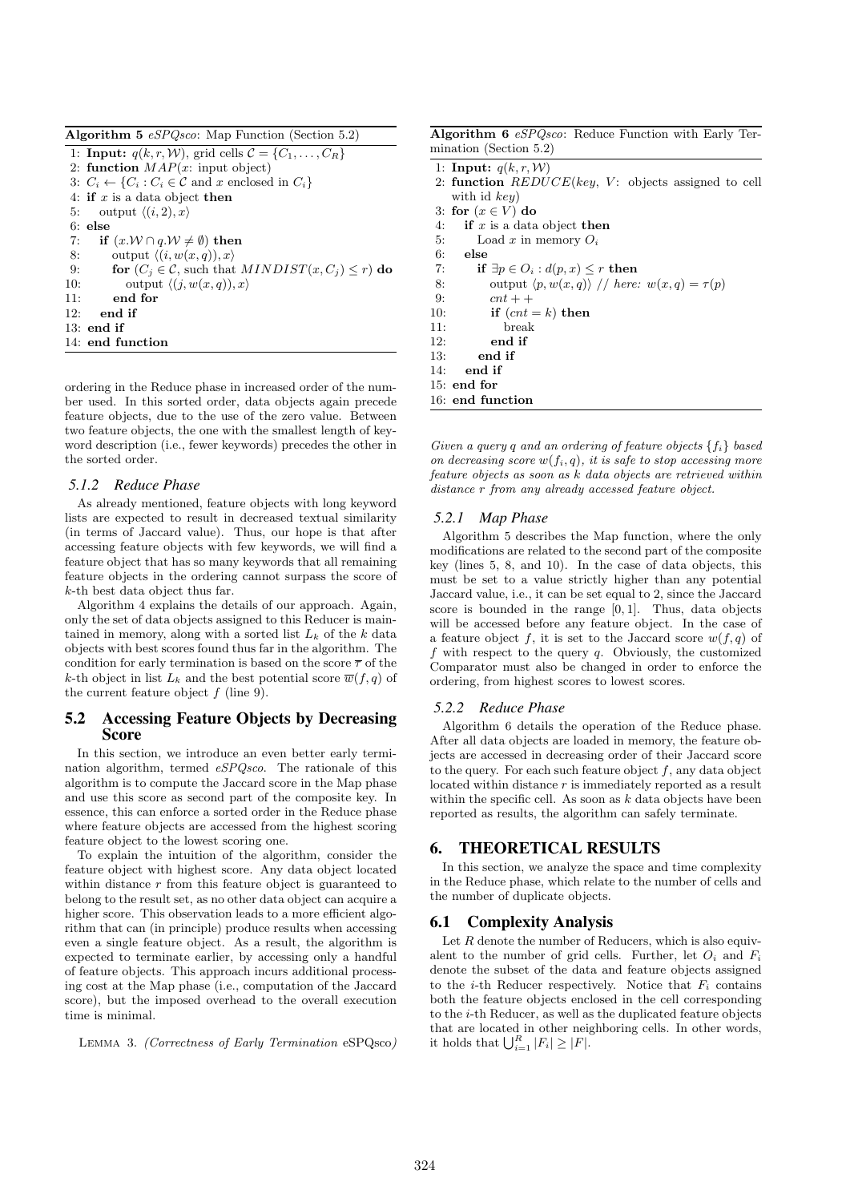**Algorithm 5** *eSPQsco*: Map Function (Section 5.2)

```
1: Input: q(k, r, W), grid cells C = {C_1, ..., C_R}
2: function MAP(x: input object)
3: C_i ← {C_i : C_i ∈ C and x enclosed in C_i}
4: if x is a data object then
5:    output ⟨(i, 2), x⟩
6: else
7:    if (x.W ∩ q.W ≠ ∅) then
8:       output ⟨(i, w(x, q)), x⟩
9:       for (C_j ∈ C, such that MINDIST(x, C_j) ≤ r) do
10:         output ⟨(j, w(x, q)), x⟩
11:      end for
12:   end if
13: end if
14: end function
```

ordering in the Reduce phase in increased order of the number used. In this sorted order, data objects again precede feature objects, due to the use of the zero value. Between two feature objects, the one with the smallest length of keyword description (i.e., fewer keywords) precedes the other in the sorted order.

#### 5.1.2 Reduce Phase

As already mentioned, feature objects with long keyword lists are expected to result in decreased textual similarity (in terms of Jaccard value). Thus, our hope is that after accessing feature objects with few keywords, we will find a feature object that has so many keywords that all remaining feature objects in the ordering cannot surpass the score of $k$-th best data object thus far.

Algorithm 4 explains the details of our approach. Again, only the set of data objects assigned to this Reducer is maintained in memory, along with a sorted list $L_k$ of the $k$ data objects with best scores found thus far in the algorithm. The condition for early termination is based on the score $\overline{\tau}$ of the $k$-th object in list $L_k$ and the best potential score $\overline{w}(f, q)$ of the current feature object $f$ (line 9).

### 5.2 Accessing Feature Objects by Decreasing Score

In this section, we introduce an even better early termination algorithm, termed *eSPQsco*. The rationale of this algorithm is to compute the Jaccard score in the Map phase and use this score as second part of the composite key. In essence, this can enforce a sorted order in the Reduce phase where feature objects are accessed from the highest scoring feature object to the lowest scoring one.

To explain the intuition of the algorithm, consider the feature object with highest score. Any data object located within distance $r$ from this feature object is guaranteed to belong to the result set, as no other data object can acquire a higher score. This observation leads to a more efficient algorithm that can (in principle) produce results when accessing even a single feature object. As a result, the algorithm is expected to terminate earlier, by accessing only a handful of feature objects. This approach incurs additional processing cost at the Map phase (i.e., computation of the Jaccard score), but the imposed overhead to the overall execution time is minimal.

LEMMA 3. *(Correctness of Early Termination* eSPQsco*)*

**Algorithm 6** *eSPQsco*: Reduce Function with Early Termination (Section 5.2)

```
1: Input: q(k, r, W)
2: function REDUCE(key, V: objects assigned to cell with id key)
3: for (x ∈ V) do
4:    if x is a data object then
5:       Load x in memory O_i
6:    else
7:       if ∃p ∈ O_i : d(p, x) ≤ r then
8:          output ⟨p, w(x, q)⟩ // here: w(x, q) = τ(p)
9:          cnt++
10:         if (cnt = k) then
11:            break
12:         end if
13:      end if
14:   end if
15: end for
16: end function
```

*Given a query $q$ and an ordering of feature objects $\{f_i\}$ based on decreasing score $w(f_i, q)$, it is safe to stop accessing more feature objects as soon as $k$ data objects are retrieved within distance $r$ from any already accessed feature object.*

#### 5.2.1 Map Phase

Algorithm 5 describes the Map function, where the only modifications are related to the second part of the composite key (lines 5, 8, and 10). In the case of data objects, this must be set to a value strictly higher than any potential Jaccard value, i.e., it can be set equal to 2, since the Jaccard score is bounded in the range $[0, 1]$. Thus, data objects will be accessed before any feature object. In the case of a feature object $f$, it is set to the Jaccard score $w(f, q)$ of $f$ with respect to the query $q$. Obviously, the customized Comparator must also be changed in order to enforce the ordering, from highest scores to lowest scores.

#### 5.2.2 Reduce Phase

Algorithm 6 details the operation of the Reduce phase. After all data objects are loaded in memory, the feature objects are accessed in decreasing order of their Jaccard score to the query. For each such feature object $f$, any data object located within distance $r$ is immediately reported as a result within the specific cell. As soon as $k$ data objects have been reported as results, the algorithm can safely terminate.

## 6. THEORETICAL RESULTS

In this section, we analyze the space and time complexity in the Reduce phase, which relate to the number of cells and the number of duplicate objects.

### 6.1 Complexity Analysis

Let $R$ denote the number of Reducers, which is also equivalent to the number of grid cells. Further, let $O_i$ and $F_i$ denote the subset of the data and feature objects assigned to the $i$-th Reducer respectively. Notice that $F_i$ contains both the feature objects enclosed in the cell corresponding to the $i$-th Reducer, as well as the duplicated feature objects that are located in other neighboring cells. In other words, it holds that $\bigcup_{i=1}^{R} |F_i| \geq |F|$.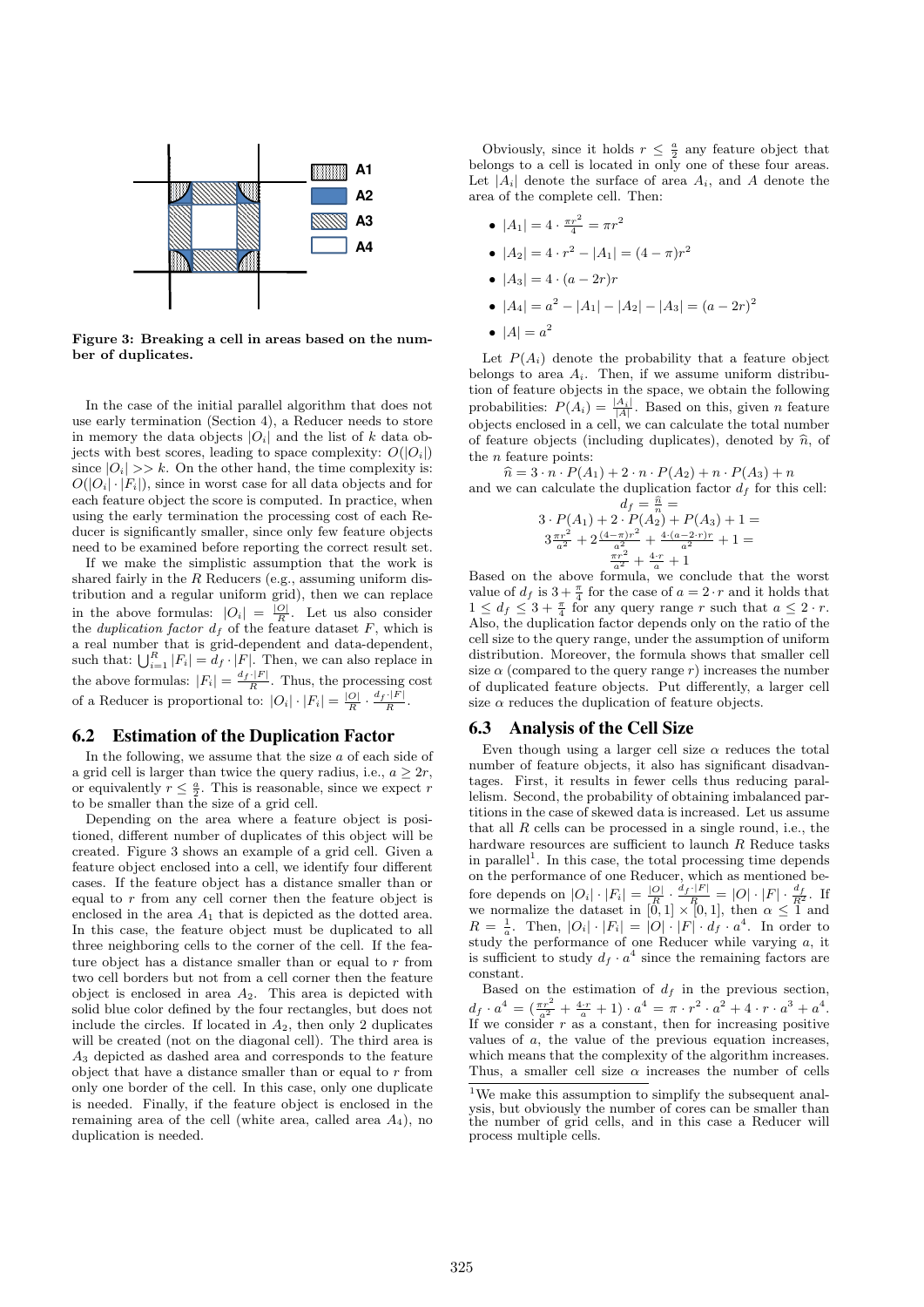Figure 3: Breaking a cell in areas based on the number of duplicates.

In the case of the initial parallel algorithm that does not use early termination (Section 4), a Reducer needs to store in memory the data objects $|O_i|$ and the list of $k$ data objects with best scores, leading to space complexity: $O(|O_i|)$ since $|O_i| >> k$. On the other hand, the time complexity is: $O(|O_i| \cdot |F_i|)$, since in worst case for all data objects and for each feature object the score is computed. In practice, when using the early termination the processing cost of each Reducer is significantly smaller, since only few feature objects need to be examined before reporting the correct result set.

If we make the simplistic assumption that the work is shared fairly in the $R$ Reducers (e.g., assuming uniform distribution and a regular uniform grid), then we can replace in the above formulas: $|O_i| = \frac{|O|}{R}$. Let us also consider the *duplication factor* $d_f$ of the feature dataset $F$, which is a real number that is grid-dependent and data-dependent, such that: $\bigcup_{i=1}^{R} |F_i| = d_f \cdot |F|$. Then, we can also replace in the above formulas: $|F_i| = \frac{d_f \cdot |F|}{R}$. Thus, the processing cost of a Reducer is proportional to: $|O_i| \cdot |F_i| = \frac{|O|}{R} \cdot \frac{d_f \cdot |F|}{R}$.

## 6.2 Estimation of the Duplication Factor

In the following, we assume that the size $a$ of each side of a grid cell is larger than twice the query radius, i.e., $a \geq 2r$, or equivalently $r \leq \frac{a}{2}$. This is reasonable, since we expect $r$ to be smaller than the size of a grid cell.

Depending on the area where a feature object is positioned, different number of duplicates of this object will be created. Figure 3 shows an example of a grid cell. Given a feature object enclosed into a cell, we identify four different cases. If the feature object has a distance smaller than or equal to $r$ from any cell corner then the feature object is enclosed in the area $A_1$ that is depicted as the dotted area. In this case, the feature object must be duplicated to all three neighboring cells to the corner of the cell. If the feature object has a distance smaller than or equal to $r$ from two cell borders but not from a cell corner then the feature object is enclosed in area $A_2$. This area is depicted with solid blue color defined by the four rectangles, but does not include the circles. If located in $A_2$, then only 2 duplicates will be created (not on the diagonal cell). The third area is $A_3$ depicted as dashed area and corresponds to the feature object that have a distance smaller than or equal to $r$ from only one border of the cell. In this case, only one duplicate is needed. Finally, if the feature object is enclosed in the remaining area of the cell (white area, called area $A_4$), no duplication is needed.

Obviously, since it holds $r \leq \frac{a}{2}$ any feature object that belongs to a cell is located in only one of these four areas. Let $|A_i|$ denote the surface of area $A_i$, and $A$ denote the area of the complete cell. Then:

- $|A_1| = 4 \cdot \frac{\pi r^2}{4} = \pi r^2$
- $|A_2| = 4 \cdot r^2 - |A_1| = (4 - \pi) r^2$
- $|A_3| = 4 \cdot (a - 2r) r$
- $|A_4| = a^2 - |A_1| - |A_2| - |A_3| = (a - 2r)^2$
- $|A| = a^2$

Let $P(A_i)$ denote the probability that a feature object belongs to area $A_i$. Then, if we assume uniform distribution of feature objects in the space, we obtain the following probabilities: $P(A_i) = \frac{|A_i|}{|A|}$. Based on this, given $n$ feature objects enclosed in a cell, we can calculate the total number of feature objects (including duplicates), denoted by $\widehat{n}$, of the $n$ feature points:

$$\widehat{n} = 3 \cdot n \cdot P(A_1) + 2 \cdot n \cdot P(A_2) + n \cdot P(A_3) + n$$

and we can calculate the duplication factor $d_f$ for this cell:

$$d_f = \frac{\widehat{n}}{n} =$$
$$3 \cdot P(A_1) + 2 \cdot P(A_2) + P(A_3) + 1 =$$
$$3\frac{\pi r^2}{a^2} + 2\frac{(4-\pi)r^2}{a^2} + \frac{4 \cdot (a - 2 \cdot r) r}{a^2} + 1 =$$
$$\frac{\pi r^2}{a^2} + \frac{4 \cdot r}{a} + 1$$

Based on the above formula, we conclude that the worst value of $d_f$ is $3 + \frac{\pi}{4}$ for the case of $a = 2 \cdot r$ and it holds that $1 \leq d_f \leq 3 + \frac{\pi}{4}$ for any query range $r$ such that $a \leq 2 \cdot r$. Also, the duplication factor depends only on the ratio of the cell size to the query range, under the assumption of uniform distribution. Moreover, the formula shows that smaller cell size $\alpha$ (compared to the query range $r$) increases the number of duplicated feature objects. Put differently, a larger cell size $\alpha$ reduces the duplication of feature objects.

## 6.3 Analysis of the Cell Size

Even though using a larger cell size $\alpha$ reduces the total number of feature objects, it also has significant disadvantages. First, it results in fewer cells thus reducing parallelism. Second, the probability of obtaining imbalanced partitions in the case of skewed data is increased. Let us assume that all $R$ cells can be processed in a single round, i.e., the hardware resources are sufficient to launch $R$ Reduce tasks in parallel[1]. In this case, the total processing time depends on the performance of one Reducer, which as mentioned before depends on $|O_i| \cdot |F_i| = \frac{|O|}{R} \cdot \frac{d_f \cdot |F|}{R} = |O| \cdot |F| \cdot \frac{d_f}{R^2}$. If we normalize the dataset in $[0,1] \times [0,1]$, then $\alpha \leq 1$ and $R = \frac{1}{a}$. Then, $|O_i| \cdot |F_i| = |O| \cdot |F| \cdot d_f \cdot a^4$. In order to study the performance of one Reducer while varying $a$, it is sufficient to study $d_f \cdot a^4$ since the remaining factors are constant.

Based on the estimation of $d_f$ in the previous section, $d_f \cdot a^4 = (\frac{\pi r^2}{a^2} + \frac{4 \cdot r}{a} + 1) \cdot a^4 = \pi \cdot r^2 \cdot a^2 + 4 \cdot r \cdot a^3 + a^4$. If we consider $r$ as a constant, then for increasing positive values of $a$, the value of the previous equation increases, which means that the complexity of the algorithm increases. Thus, a smaller cell size $\alpha$ increases the number of cells

[1] We make this assumption to simplify the subsequent analysis, but obviously the number of cores can be smaller than the number of grid cells, and in this case a Reducer will process multiple cells.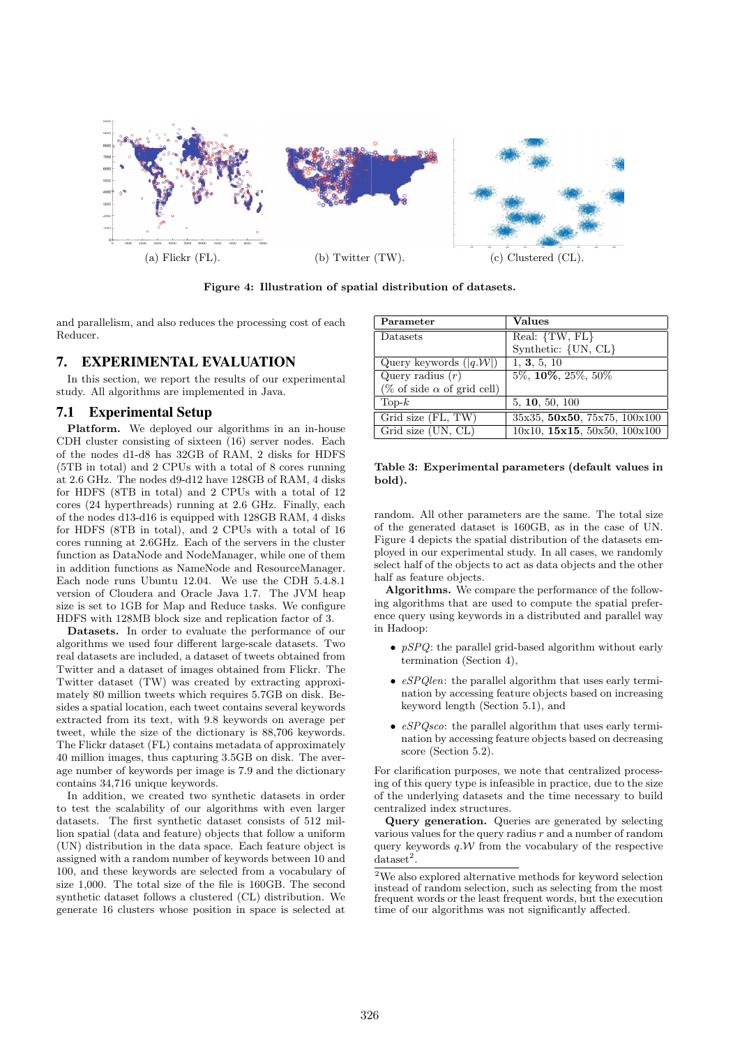(a) Flickr (FL). (b) Twitter (TW). (c) Clustered (CL).

**Figure 4: Illustration of spatial distribution of datasets.**

and parallelism, and also reduces the processing cost of each Reducer.

# 7. EXPERIMENTAL EVALUATION

In this section, we report the results of our experimental study. All algorithms are implemented in Java.

## 7.1 Experimental Setup

**Platform.** We deployed our algorithms in an in-house CDH cluster consisting of sixteen (16) server nodes. Each of the nodes d1-d8 has 32GB of RAM, 2 disks for HDFS (5TB in total) and 2 CPUs with a total of 8 cores running at 2.6 GHz. The nodes d9-d12 have 128GB of RAM, 4 disks for HDFS (8TB in total) and 2 CPUs with a total of 12 cores (24 hyperthreads) running at 2.6 GHz. Finally, each of the nodes d13-d16 is equipped with 128GB RAM, 4 disks for HDFS (8TB in total), and 2 CPUs with a total of 16 cores running at 2.6GHz. Each of the servers in the cluster function as DataNode and NodeManager, while one of them in addition functions as NameNode and ResourceManager. Each node runs Ubuntu 12.04. We use the CDH 5.4.8.1 version of Cloudera and Oracle Java 1.7. The JVM heap size is set to 1GB for Map and Reduce tasks. We configure HDFS with 128MB block size and replication factor of 3.

**Datasets.** In order to evaluate the performance of our algorithms we used four different large-scale datasets. Two real datasets are included, a dataset of tweets obtained from Twitter and a dataset of images obtained from Flickr. The Twitter dataset (TW) was created by extracting approximately 80 million tweets which requires 5.7GB on disk. Besides a spatial location, each tweet contains several keywords extracted from its text, with 9.8 keywords on average per tweet, while the size of the dictionary is 88,706 keywords. The Flickr dataset (FL) contains metadata of approximately 40 million images, thus capturing 3.5GB on disk. The average number of keywords per image is 7.9 and the dictionary contains 34,716 unique keywords.

In addition, we created two synthetic datasets in order to test the scalability of our algorithms with even larger datasets. The first synthetic dataset consists of 512 million spatial (data and feature) objects that follow a uniform (UN) distribution in the data space. Each feature object is assigned with a random number of keywords between 10 and 100, and these keywords are selected from a vocabulary of size 1,000. The total size of the file is 160GB. The second synthetic dataset follows a clustered (CL) distribution. We generate 16 clusters whose position in space is selected at random. All other parameters are the same. The total size of the generated dataset is 160GB, as in the case of UN. Figure 4 depicts the spatial distribution of the datasets employed in our experimental study. In all cases, we randomly select half of the objects to act as data objects and the other half as feature objects.

| Parameter | Values |
|---|---|
| Datasets | Real: {TW, FL}<br>Synthetic: {UN, CL} |
| Query keywords ($\lvert q.\mathcal{W}\rvert$) | 1, **3**, 5, 10 |
| Query radius ($r$)<br>(% of side $\alpha$ of grid cell) | 5%, **10%**, 25%, 50% |
| Top-$k$ | 5, **10**, 50, 100 |
| Grid size (FL, TW) | 35x35, **50x50**, 75x75, 100x100 |
| Grid size (UN, CL) | 10x10, **15x15**, 50x50, 100x100 |

**Table 3: Experimental parameters (default values in bold).**

**Algorithms.** We compare the performance of the following algorithms that are used to compute the spatial preference query using keywords in a distributed and parallel way in Hadoop:

- *pSPQ*: the parallel grid-based algorithm without early termination (Section 4),
- *eSPQlen*: the parallel algorithm that uses early termination by accessing feature objects based on increasing keyword length (Section 5.1), and
- *eSPQsco*: the parallel algorithm that uses early termination by accessing feature objects based on decreasing score (Section 5.2).

For clarification purposes, we note that centralized processing of this query type is infeasible in practice, due to the size of the underlying datasets and the time necessary to build centralized index structures.

**Query generation.** Queries are generated by selecting various values for the query radius $r$ and a number of random query keywords $q.\mathcal{W}$ from the vocabulary of the respective dataset[2].

[2]We also explored alternative methods for keyword selection instead of random selection, such as selecting from the most frequent words or the least frequent words, but the execution time of our algorithms was not significantly affected.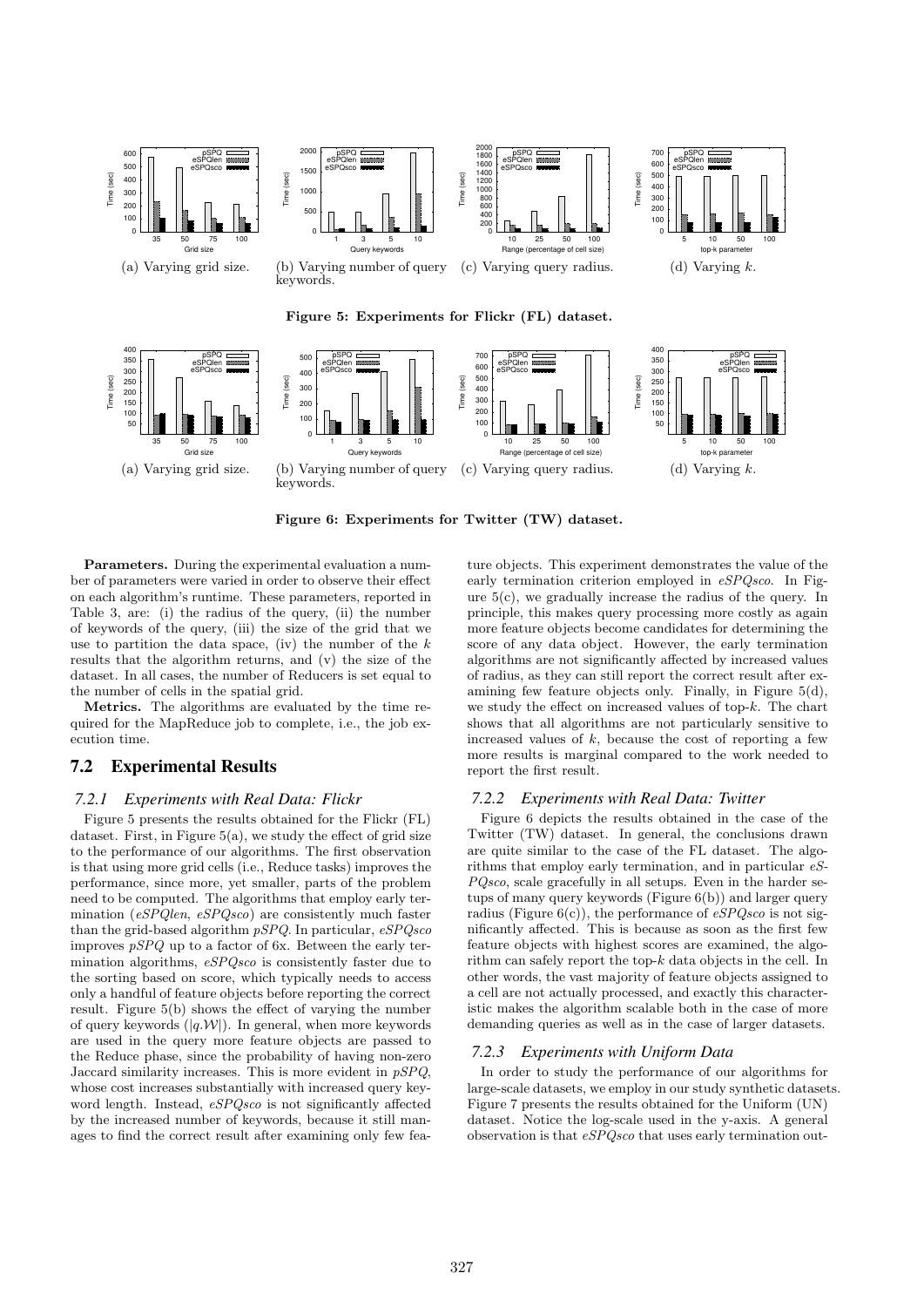(a) Varying grid size.

(b) Varying number of query keywords.

(c) Varying query radius.

(d) Varying $k$.

**Figure 5: Experiments for Flickr (FL) dataset.**

(a) Varying grid size.

(b) Varying number of query keywords.

(c) Varying query radius.

(d) Varying $k$.

**Figure 6: Experiments for Twitter (TW) dataset.**

**Parameters.** During the experimental evaluation a number of parameters were varied in order to observe their effect on each algorithm's runtime. These parameters, reported in Table 3, are: (i) the radius of the query, (ii) the number of keywords of the query, (iii) the size of the grid that we use to partition the data space, (iv) the number of the $k$ results that the algorithm returns, and (v) the size of the dataset. In all cases, the number of Reducers is set equal to the number of cells in the spatial grid.

**Metrics.** The algorithms are evaluated by the time required for the MapReduce job to complete, i.e., the job execution time.

## 7.2 Experimental Results

### 7.2.1 Experiments with Real Data: Flickr

Figure 5 presents the results obtained for the Flickr (FL) dataset. First, in Figure 5(a), we study the effect of grid size to the performance of our algorithms. The first observation is that using more grid cells (i.e., Reduce tasks) improves the performance, since more, yet smaller, parts of the problem need to be computed. The algorithms that employ early termination (*eSPQlen*, *eSPQsco*) are consistently much faster than the grid-based algorithm *pSPQ*. In particular, *eSPQsco* improves *pSPQ* up to a factor of 6x. Between the early termination algorithms, *eSPQsco* is consistently faster due to the sorting based on score, which typically needs to access only a handful of feature objects before reporting the correct result. Figure 5(b) shows the effect of varying the number of query keywords ($|q.\mathcal{W}|$). In general, when more keywords are used in the query more feature objects are passed to the Reduce phase, since the probability of having non-zero Jaccard similarity increases. This is more evident in *pSPQ*, whose cost increases substantially with increased query keyword length. Instead, *eSPQsco* is not significantly affected by the increased number of keywords, because it still manages to find the correct result after examining only few feature objects. This experiment demonstrates the value of the early termination criterion employed in *eSPQsco*. In Figure 5(c), we gradually increase the radius of the query. In principle, this makes query processing more costly as again more feature objects become candidates for determining the score of any data object. However, the early termination algorithms are not significantly affected by increased values of radius, as they can still report the correct result after examining few feature objects only. Finally, in Figure 5(d), we study the effect on increased values of top-$k$. The chart shows that all algorithms are not particularly sensitive to increased values of $k$, because the cost of reporting a few more results is marginal compared to the work needed to report the first result.

### 7.2.2 Experiments with Real Data: Twitter

Figure 6 depicts the results obtained in the case of the Twitter (TW) dataset. In general, the conclusions drawn are quite similar to the case of the FL dataset. The algorithms that employ early termination, and in particular *eSPQsco*, scale gracefully in all setups. Even in the harder setups of many query keywords (Figure 6(b)) and larger query radius (Figure 6(c)), the performance of *eSPQsco* is not significantly affected. This is because as soon as the first few feature objects with highest scores are examined, the algorithm can safely report the top-$k$ data objects in the cell. In other words, the vast majority of feature objects assigned to a cell are not actually processed, and exactly this characteristic makes the algorithm scalable both in the case of more demanding queries as well as in the case of larger datasets.

### 7.2.3 Experiments with Uniform Data

In order to study the performance of our algorithms for large-scale datasets, we employ in our study synthetic datasets. Figure 7 presents the results obtained for the Uniform (UN) dataset. Notice the log-scale used in the y-axis. A general observation is that *eSPQsco* that uses early termination out-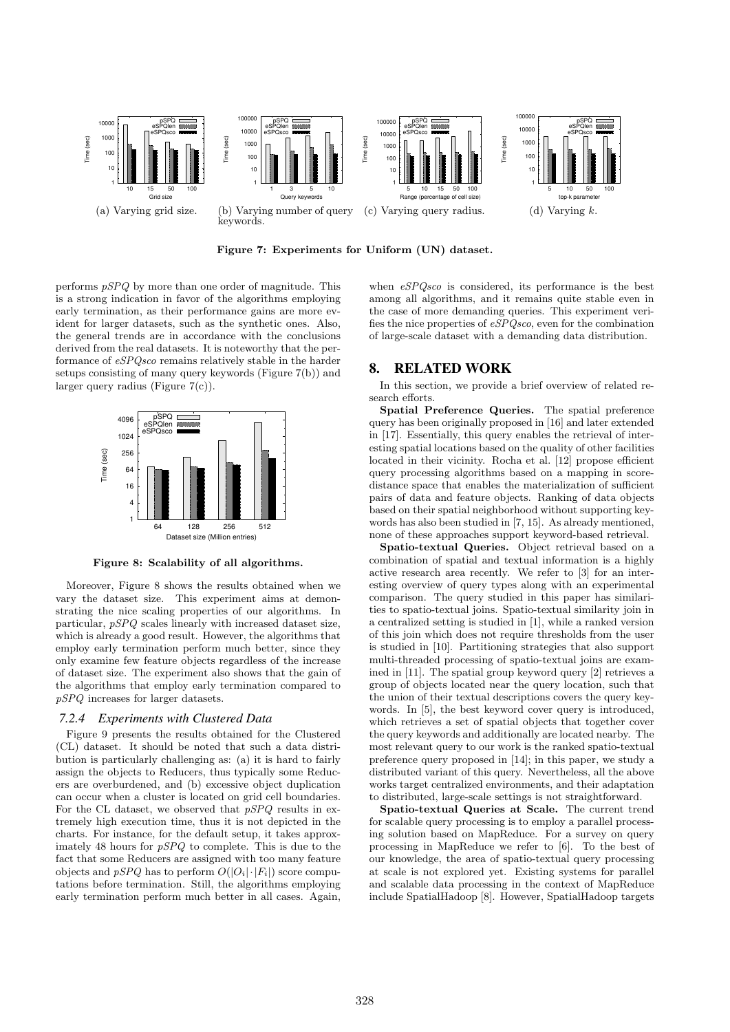(a) Varying grid size.

(b) Varying number of query keywords.

(c) Varying query radius.

(d) Varying $k$.

**Figure 7: Experiments for Uniform (UN) dataset.**

performs *pSPQ* by more than one order of magnitude. This is a strong indication in favor of the algorithms employing early termination, as their performance gains are more evident for larger datasets, such as the synthetic ones. Also, the general trends are in accordance with the conclusions derived from the real datasets. It is noteworthy that the performance of *eSPQsco* remains relatively stable in the harder setups consisting of many query keywords (Figure 7(b)) and larger query radius (Figure 7(c)).

**Figure 8: Scalability of all algorithms.**

Moreover, Figure 8 shows the results obtained when we vary the dataset size. This experiment aims at demonstrating the nice scaling properties of our algorithms. In particular, *pSPQ* scales linearly with increased dataset size, which is already a good result. However, the algorithms that employ early termination perform much better, since they only examine few feature objects regardless of the increase of dataset size. The experiment also shows that the gain of the algorithms that employ early termination compared to *pSPQ* increases for larger datasets.

### 7.2.4 Experiments with Clustered Data

Figure 9 presents the results obtained for the Clustered (CL) dataset. It should be noted that such a data distribution is particularly challenging as: (a) it is hard to fairly assign the objects to Reducers, thus typically some Reducers are overburdened, and (b) excessive object duplication can occur when a cluster is located on grid cell boundaries. For the CL dataset, we observed that *pSPQ* results in extremely high execution time, thus it is not depicted in the charts. For instance, for the default setup, it takes approximately 48 hours for *pSPQ* to complete. This is due to the fact that some Reducers are assigned with too many feature objects and *pSPQ* has to perform $O(|O_i| \cdot |F_i|)$ score computations before termination. Still, the algorithms employing early termination perform much better in all cases. Again, when *eSPQsco* is considered, its performance is the best among all algorithms, and it remains quite stable even in the case of more demanding queries. This experiment verifies the nice properties of *eSPQsco*, even for the combination of large-scale dataset with a demanding data distribution.

## 8. RELATED WORK

In this section, we provide a brief overview of related research efforts.

**Spatial Preference Queries.** The spatial preference query has been originally proposed in [16] and later extended in [17]. Essentially, this query enables the retrieval of interesting spatial locations based on the quality of other facilities located in their vicinity. Rocha et al. [12] propose efficient query processing algorithms based on a mapping in score-distance space that enables the materialization of sufficient pairs of data and feature objects. Ranking of data objects based on their spatial neighborhood without supporting keywords has also been studied in [7, 15]. As already mentioned, none of these approaches support keyword-based retrieval.

**Spatio-textual Queries.** Object retrieval based on a combination of spatial and textual information is a highly active research area recently. We refer to [3] for an interesting overview of query types along with an experimental comparison. The query studied in this paper has similarities to spatio-textual joins. Spatio-textual similarity join in a centralized setting is studied in [1], while a ranked version of this join which does not require thresholds from the user is studied in [10]. Partitioning strategies that also support multi-threaded processing of spatio-textual joins are examined in [11]. The spatial group keyword query [2] retrieves a group of objects located near the query location, such that the union of their textual descriptions covers the query keywords. In [5], the best keyword cover query is introduced, which retrieves a set of spatial objects that together cover the query keywords and additionally are located nearby. The most relevant query to our work is the ranked spatio-textual preference query proposed in [14]; in this paper, we study a distributed variant of this query. Nevertheless, all the above works target centralized environments, and their adaptation to distributed, large-scale settings is not straightforward.

**Spatio-textual Queries at Scale.** The current trend for scalable query processing is to employ a parallel processing solution based on MapReduce. For a survey on query processing in MapReduce we refer to [6]. To the best of our knowledge, the area of spatio-textual query processing at scale is not explored yet. Existing systems for parallel and scalable data processing in the context of MapReduce include SpatialHadoop [8]. However, SpatialHadoop targets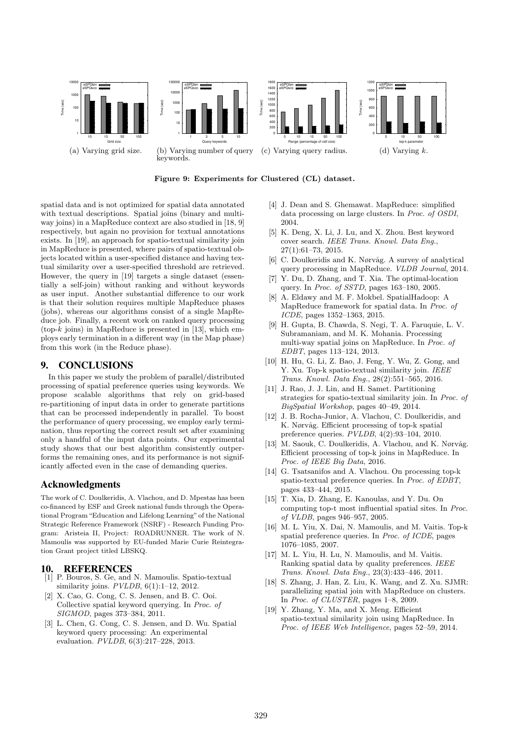10000
eSPQlen
eSPQsco
1000
100
10
1
Time (sec)
10 15 50 100
Grid size

(a) Varying grid size.

100000
eSPQlen
eSPQsco
10000
1000
100
10
1
Time (sec)
1 3 5 10
Query keywords

(b) Varying number of query keywords.

1800
eSPQlen
eSPQsco
1600
1400
1200
1000
800
600
400
200
0
Time (sec)
5 10 15 50 100
Range (percentage of cell size)

(c) Varying query radius.

1200
eSPQlen
eSPQsco
1000
800
600
400
200
0
Time (sec)
5 10 50 100
top-k parameter

(d) Varying $k$.

**Figure 9: Experiments for Clustered (CL) dataset.**

spatial data and is not optimized for spatial data annotated with textual descriptions. Spatial joins (binary and multiway joins) in a MapReduce context are also studied in [18, 9] respectively, but again no provision for textual annotations exists. In [19], an approach for spatio-textual similarity join in MapReduce is presented, where pairs of spatio-textual objects located within a user-specified distance and having textual similarity over a user-specified threshold are retrieved. However, the query in [19] targets a single dataset (essentially a self-join) without ranking and without keywords as user input. Another substantial difference to our work is that their solution requires multiple MapReduce phases (jobs), whereas our algorithms consist of a single MapReduce job. Finally, a recent work on ranked query processing (top-$k$ joins) in MapReduce is presented in [13], which employs early termination in a different way (in the Map phase) from this work (in the Reduce phase).

# 9. CONCLUSIONS

In this paper we study the problem of parallel/distributed processing of spatial preference queries using keywords. We propose scalable algorithms that rely on grid-based re-partitioning of input data in order to generate partitions that can be processed independently in parallel. To boost the performance of query processing, we employ early termination, thus reporting the correct result set after examining only a handful of the input data points. Our experimental study shows that our best algorithm consistently outperforms the remaining ones, and its performance is not significantly affected even in the case of demanding queries.

## Acknowledgments

The work of C. Doulkeridis, A. Vlachou, and D. Mpestas has been co-financed by ESF and Greek national funds through the Operational Program "Education and Lifelong Learning" of the National Strategic Reference Framework (NSRF) - Research Funding Program: Aristeia II, Project: ROADRUNNER. The work of N. Mamoulis was supported by EU-funded Marie Curie Reintegration Grant project titled LBSKQ.

# 10. REFERENCES

[1] P. Bouros, S. Ge, and N. Mamoulis. Spatio-textual similarity joins. *PVLDB*, 6(1):1–12, 2012.

[2] X. Cao, G. Cong, C. S. Jensen, and B. C. Ooi. Collective spatial keyword querying. In *Proc. of SIGMOD*, pages 373–384, 2011.

[3] L. Chen, G. Cong, C. S. Jensen, and D. Wu. Spatial keyword query processing: An experimental evaluation. *PVLDB*, 6(3):217–228, 2013.

[4] J. Dean and S. Ghemawat. MapReduce: simplified data processing on large clusters. In *Proc. of OSDI*, 2004.

[5] K. Deng, X. Li, J. Lu, and X. Zhou. Best keyword cover search. *IEEE Trans. Knowl. Data Eng.*, 27(1):61–73, 2015.

[6] C. Doulkeridis and K. Nørvåg. A survey of analytical query processing in MapReduce. *VLDB Journal*, 2014.

[7] Y. Du, D. Zhang, and T. Xia. The optimal-location query. In *Proc. of SSTD*, pages 163–180, 2005.

[8] A. Eldawy and M. F. Mokbel. SpatialHadoop: A MapReduce framework for spatial data. In *Proc. of ICDE*, pages 1352–1363, 2015.

[9] H. Gupta, B. Chawda, S. Negi, T. A. Faruquie, L. V. Subramaniam, and M. K. Mohania. Processing multi-way spatial joins on MapReduce. In *Proc. of EDBT*, pages 113–124, 2013.

[10] H. Hu, G. Li, Z. Bao, J. Feng, Y. Wu, Z. Gong, and Y. Xu. Top-k spatio-textual similarity join. *IEEE Trans. Knowl. Data Eng.*, 28(2):551–565, 2016.

[11] J. Rao, J. J. Lin, and H. Samet. Partitioning strategies for spatio-textual similarity join. In *Proc. of BigSpatial Workshop*, pages 40–49, 2014.

[12] J. B. Rocha-Junior, A. Vlachou, C. Doulkeridis, and K. Nørvåg. Efficient processing of top-k spatial preference queries. *PVLDB*, 4(2):93–104, 2010.

[13] M. Saouk, C. Doulkeridis, A. Vlachou, and K. Nørvåg. Efficient processing of top-k joins in MapReduce. In *Proc. of IEEE Big Data*, 2016.

[14] G. Tsatsanifos and A. Vlachou. On processing top-k spatio-textual preference queries. In *Proc. of EDBT*, pages 433–444, 2015.

[15] T. Xia, D. Zhang, E. Kanoulas, and Y. Du. On computing top-t most influential spatial sites. In *Proc. of VLDB*, pages 946–957, 2005.

[16] M. L. Yiu, X. Dai, N. Mamoulis, and M. Vaitis. Top-k spatial preference queries. In *Proc. of ICDE*, pages 1076–1085, 2007.

[17] M. L. Yiu, H. Lu, N. Mamoulis, and M. Vaitis. Ranking spatial data by quality preferences. *IEEE Trans. Knowl. Data Eng.*, 23(3):433–446, 2011.

[18] S. Zhang, J. Han, Z. Liu, K. Wang, and Z. Xu. SJMR: parallelizing spatial join with MapReduce on clusters. In *Proc. of CLUSTER*, pages 1–8, 2009.

[19] Y. Zhang, Y. Ma, and X. Meng. Efficient spatio-textual similarity join using MapReduce. In *Proc. of IEEE Web Intelligence*, pages 52–59, 2014.